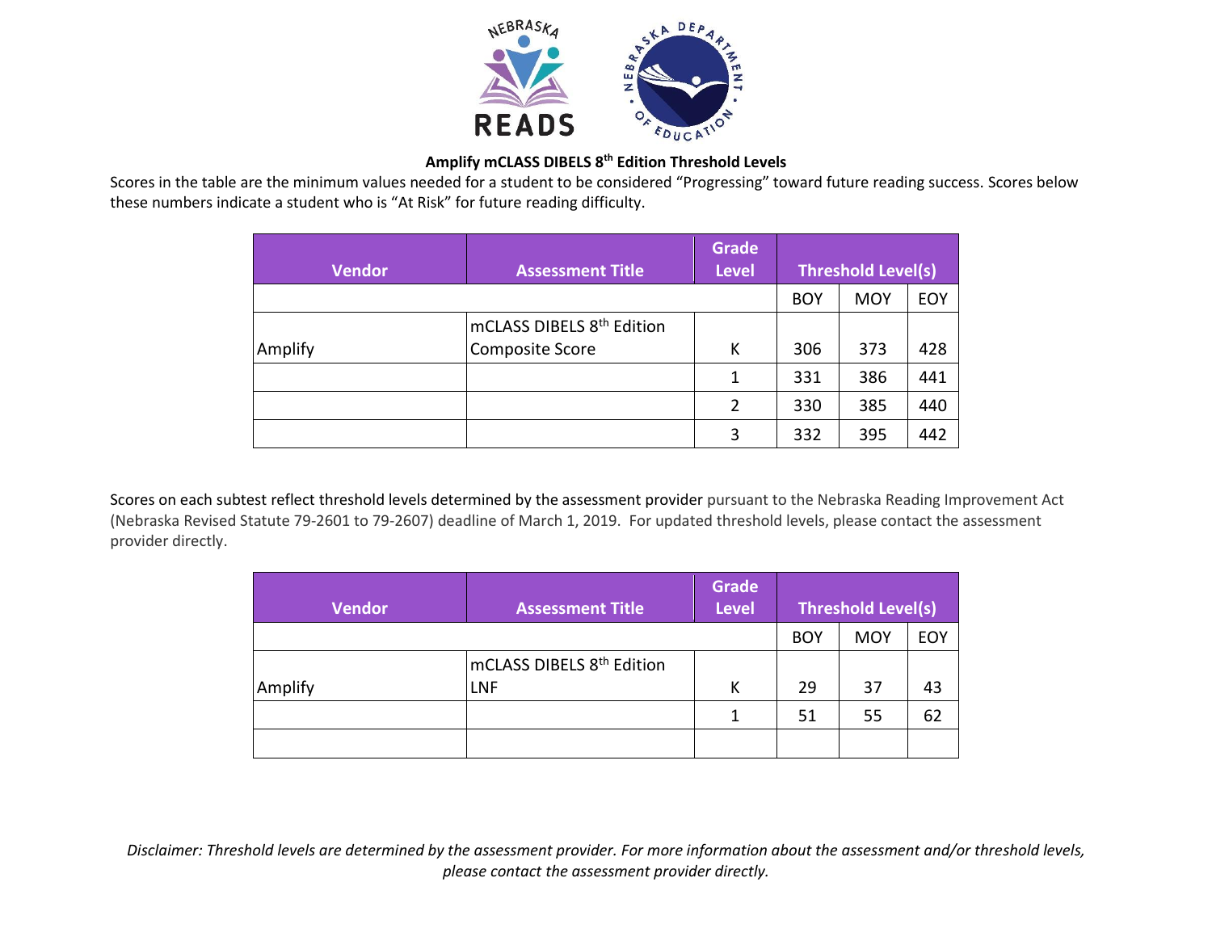**Amplify mCLASS DIBELS 8th Edition Threshold Levels**

Scores in the table are the minimum values needed for a student to be considered "Progressing" toward future reading success. Scores below these numbers indicate a student who is "At Risk" for future reading difficulty.

| Vendor | Assessment Title | Grade Level | Threshold Level(s) | | |
|---|---|---|---|---|---|
| | | | BOY | MOY | EOY |
| Amplify | mCLASS DIBELS 8th Edition Composite Score | K | 306 | 373 | 428 |
| | | 1 | 331 | 386 | 441 |
| | | 2 | 330 | 385 | 440 |
| | | 3 | 332 | 395 | 442 |

Scores on each subtest reflect threshold levels determined by the assessment provider pursuant to the Nebraska Reading Improvement Act (Nebraska Revised Statute 79-2601 to 79-2607) deadline of March 1, 2019. For updated threshold levels, please contact the assessment provider directly.

| Vendor | Assessment Title | Grade Level | Threshold Level(s) | | |
|---|---|---|---|---|---|
| | | | BOY | MOY | EOY |
| Amplify | mCLASS DIBELS 8th Edition LNF | K | 29 | 37 | 43 |
| | | 1 | 51 | 55 | 62 |
| | | | | | |

*Disclaimer: Threshold levels are determined by the assessment provider. For more information about the assessment and/or threshold levels, please contact the assessment provider directly.*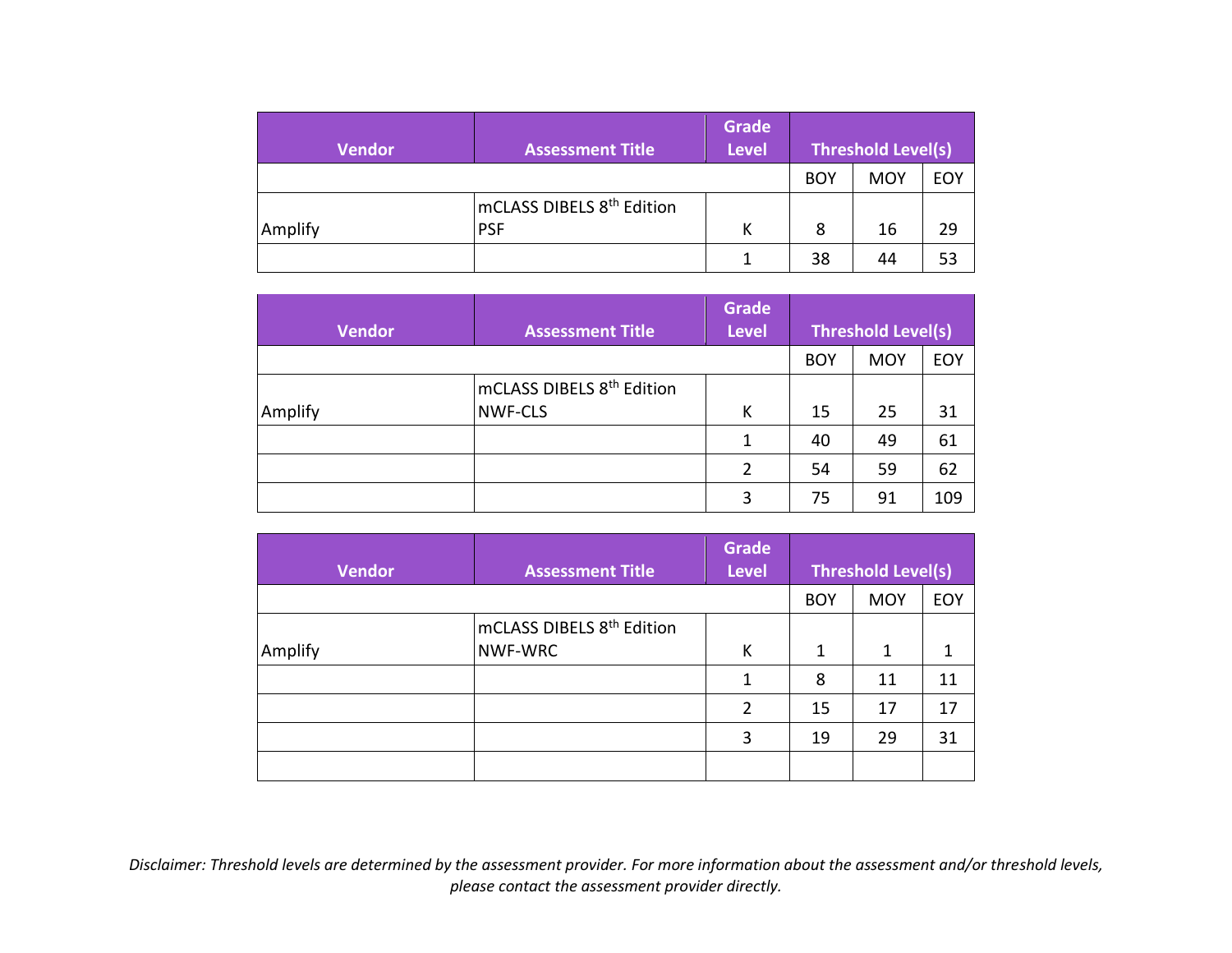| Vendor | Assessment Title | Grade Level | Threshold Level(s) | | |
|---|---|---|---|---|---|
| | | | BOY | MOY | EOY |
| Amplify | mCLASS DIBELS 8th Edition PSF | K | 8 | 16 | 29 |
| | | 1 | 38 | 44 | 53 |

| Vendor | Assessment Title | Grade Level | Threshold Level(s) | | |
|---|---|---|---|---|---|
| | | | BOY | MOY | EOY |
| Amplify | mCLASS DIBELS 8th Edition NWF-CLS | K | 15 | 25 | 31 |
| | | 1 | 40 | 49 | 61 |
| | | 2 | 54 | 59 | 62 |
| | | 3 | 75 | 91 | 109 |

| Vendor | Assessment Title | Grade Level | Threshold Level(s) | | |
|---|---|---|---|---|---|
| | | | BOY | MOY | EOY |
| Amplify | mCLASS DIBELS 8th Edition NWF-WRC | K | 1 | 1 | 1 |
| | | 1 | 8 | 11 | 11 |
| | | 2 | 15 | 17 | 17 |
| | | 3 | 19 | 29 | 31 |
| | | | | | |

*Disclaimer: Threshold levels are determined by the assessment provider. For more information about the assessment and/or threshold levels, please contact the assessment provider directly.*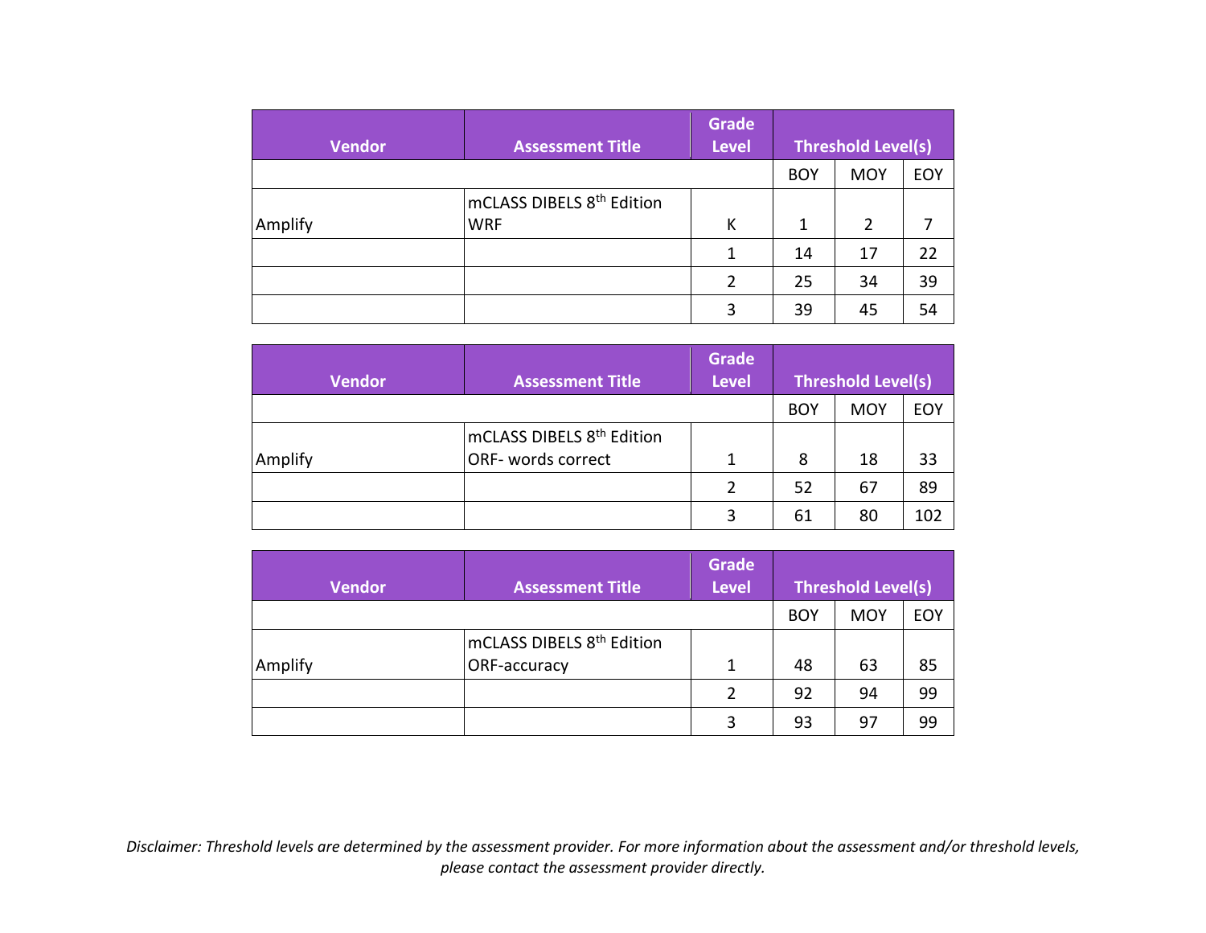| Vendor | Assessment Title | Grade Level | Threshold Level(s) | | |
|---|---|---|---|---|---|
| | | | BOY | MOY | EOY |
| Amplify | mCLASS DIBELS 8th Edition WRF | K | 1 | 2 | 7 |
| | | 1 | 14 | 17 | 22 |
| | | 2 | 25 | 34 | 39 |
| | | 3 | 39 | 45 | 54 |

| Vendor | Assessment Title | Grade Level | Threshold Level(s) | | |
|---|---|---|---|---|---|
| | | | BOY | MOY | EOY |
| Amplify | mCLASS DIBELS 8th Edition ORF- words correct | 1 | 8 | 18 | 33 |
| | | 2 | 52 | 67 | 89 |
| | | 3 | 61 | 80 | 102 |

| Vendor | Assessment Title | Grade Level | Threshold Level(s) | | |
|---|---|---|---|---|---|
| | | | BOY | MOY | EOY |
| Amplify | mCLASS DIBELS 8th Edition ORF-accuracy | 1 | 48 | 63 | 85 |
| | | 2 | 92 | 94 | 99 |
| | | 3 | 93 | 97 | 99 |

*Disclaimer: Threshold levels are determined by the assessment provider. For more information about the assessment and/or threshold levels, please contact the assessment provider directly.*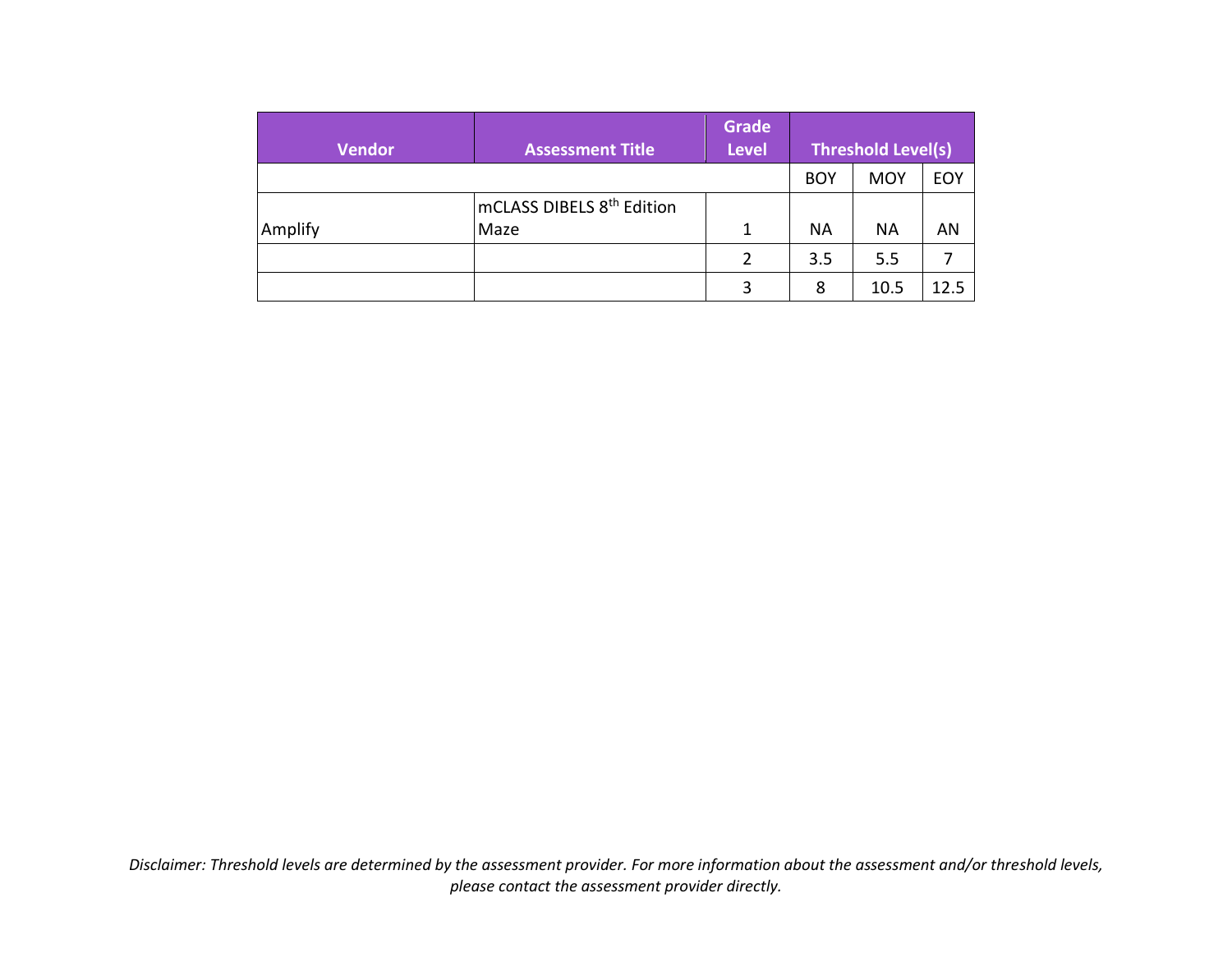| Vendor | Assessment Title | Grade Level | Threshold Level(s) | | |
|---|---|---|---|---|---|
| | | | BOY | MOY | EOY |
| Amplify | mCLASS DIBELS 8th Edition Maze | 1 | NA | NA | AN |
| | | 2 | 3.5 | 5.5 | 7 |
| | | 3 | 8 | 10.5 | 12.5 |

*Disclaimer: Threshold levels are determined by the assessment provider. For more information about the assessment and/or threshold levels, please contact the assessment provider directly.*